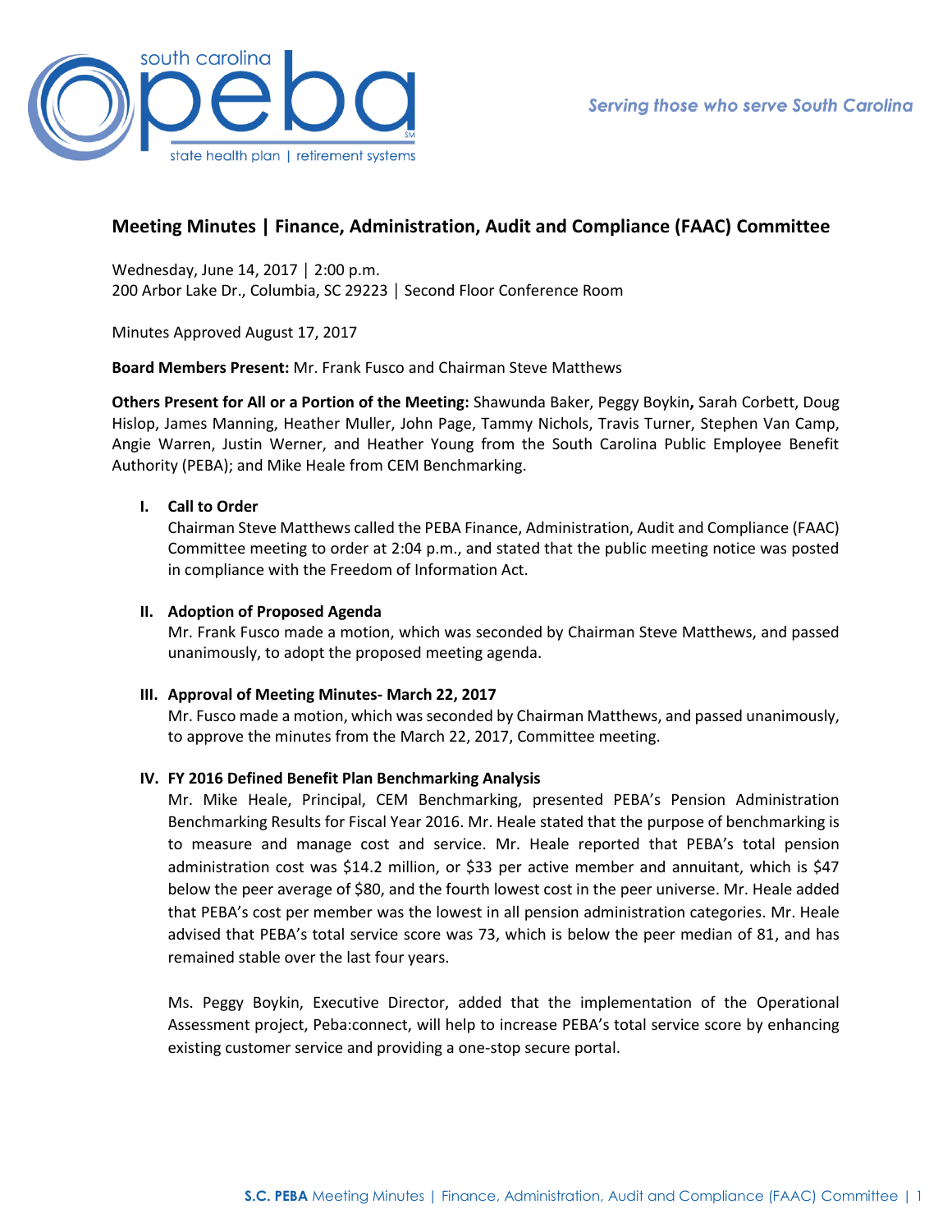# Meeting Minutes | Finance, Administration, Audit and Compliance (FAAC) Committee

Wednesday, June 14, 2017 │ 2:00 p.m.
200 Arbor Lake Dr., Columbia, SC 29223 │ Second Floor Conference Room

Minutes Approved August 17, 2017

**Board Members Present:** Mr. Frank Fusco and Chairman Steve Matthews

**Others Present for All or a Portion of the Meeting:** Shawunda Baker, Peggy Boykin**,** Sarah Corbett, Doug Hislop, James Manning, Heather Muller, John Page, Tammy Nichols, Travis Turner, Stephen Van Camp, Angie Warren, Justin Werner, and Heather Young from the South Carolina Public Employee Benefit Authority (PEBA); and Mike Heale from CEM Benchmarking.

## I. Call to Order

Chairman Steve Matthews called the PEBA Finance, Administration, Audit and Compliance (FAAC) Committee meeting to order at 2:04 p.m., and stated that the public meeting notice was posted in compliance with the Freedom of Information Act.

## II. Adoption of Proposed Agenda

Mr. Frank Fusco made a motion, which was seconded by Chairman Steve Matthews, and passed unanimously, to adopt the proposed meeting agenda.

## III. Approval of Meeting Minutes- March 22, 2017

Mr. Fusco made a motion, which was seconded by Chairman Matthews, and passed unanimously, to approve the minutes from the March 22, 2017, Committee meeting.

## IV. FY 2016 Defined Benefit Plan Benchmarking Analysis

Mr. Mike Heale, Principal, CEM Benchmarking, presented PEBA's Pension Administration Benchmarking Results for Fiscal Year 2016. Mr. Heale stated that the purpose of benchmarking is to measure and manage cost and service. Mr. Heale reported that PEBA's total pension administration cost was $14.2 million, or $33 per active member and annuitant, which is $47 below the peer average of $80, and the fourth lowest cost in the peer universe. Mr. Heale added that PEBA's cost per member was the lowest in all pension administration categories. Mr. Heale advised that PEBA's total service score was 73, which is below the peer median of 81, and has remained stable over the last four years.

Ms. Peggy Boykin, Executive Director, added that the implementation of the Operational Assessment project, Peba:connect, will help to increase PEBA's total service score by enhancing existing customer service and providing a one-stop secure portal.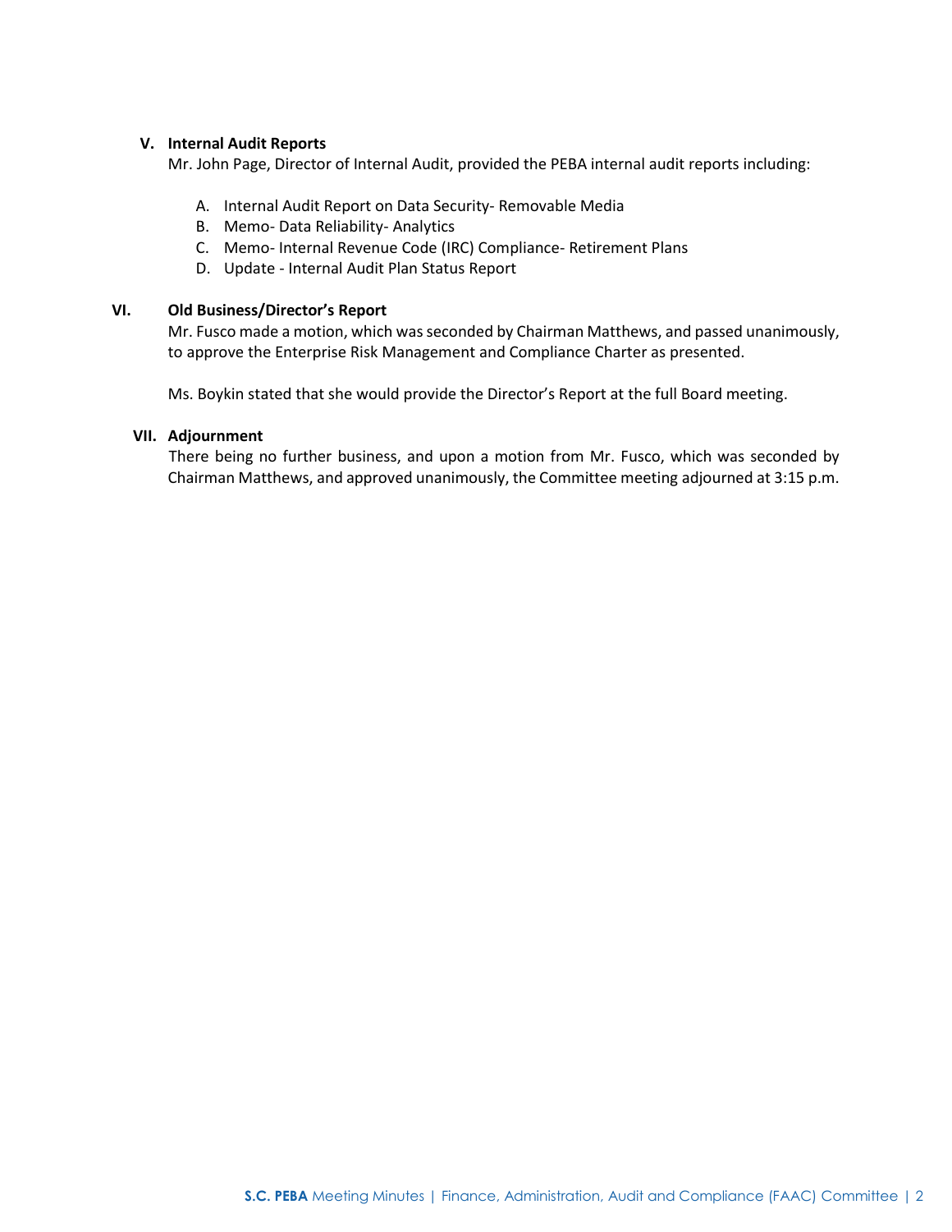### V. Internal Audit Reports

Mr. John Page, Director of Internal Audit, provided the PEBA internal audit reports including:

A. Internal Audit Report on Data Security- Removable Media
B. Memo- Data Reliability- Analytics
C. Memo- Internal Revenue Code (IRC) Compliance- Retirement Plans
D. Update - Internal Audit Plan Status Report

### VI. Old Business/Director's Report

Mr. Fusco made a motion, which was seconded by Chairman Matthews, and passed unanimously, to approve the Enterprise Risk Management and Compliance Charter as presented.

Ms. Boykin stated that she would provide the Director's Report at the full Board meeting.

### VII. Adjournment

There being no further business, and upon a motion from Mr. Fusco, which was seconded by Chairman Matthews, and approved unanimously, the Committee meeting adjourned at 3:15 p.m.